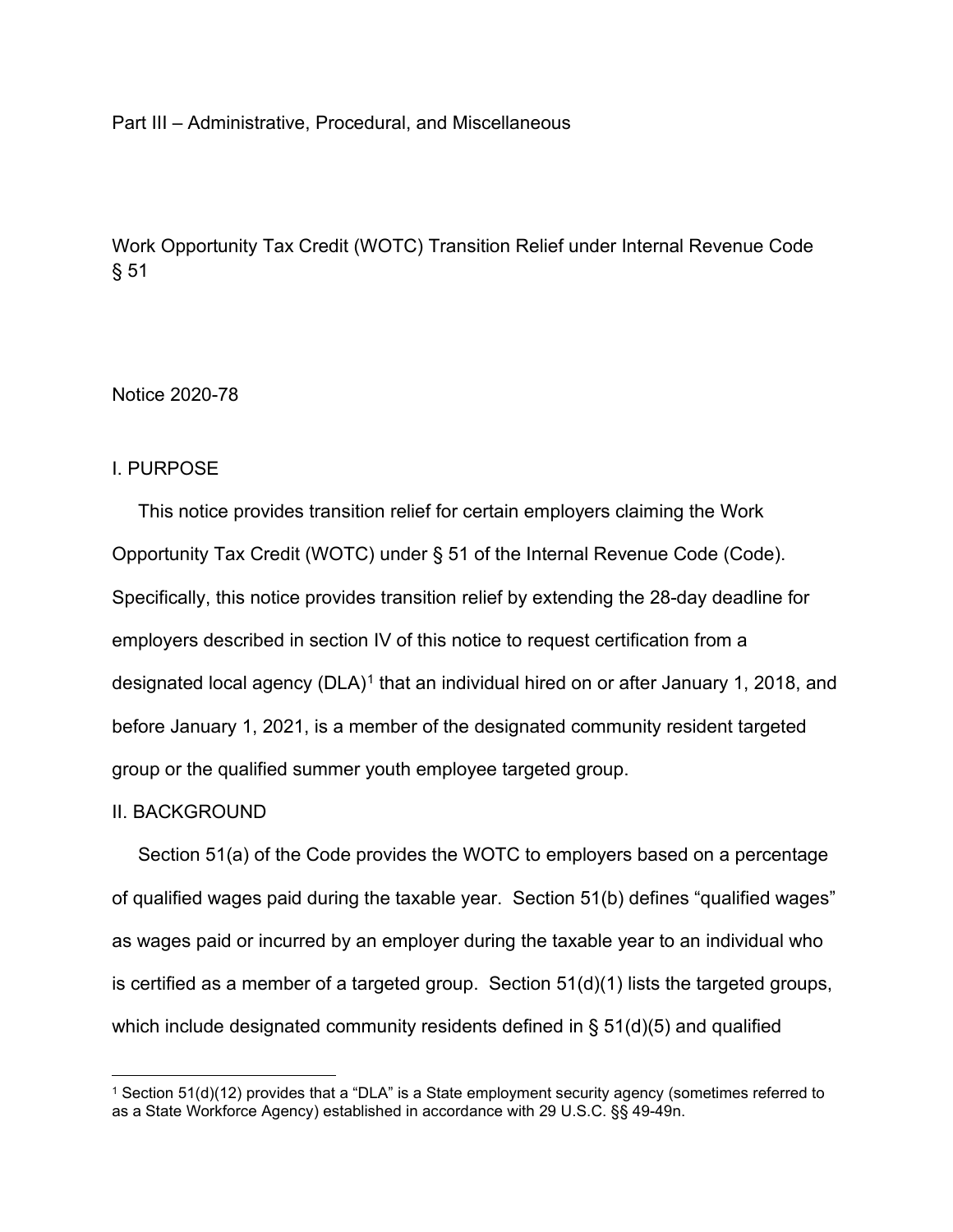Part III – Administrative, Procedural, and Miscellaneous

# Work Opportunity Tax Credit (WOTC) Transition Relief under Internal Revenue Code § 51

Notice 2020-78

## I. PURPOSE

This notice provides transition relief for certain employers claiming the Work Opportunity Tax Credit (WOTC) under § 51 of the Internal Revenue Code (Code). Specifically, this notice provides transition relief by extending the 28-day deadline for employers described in section IV of this notice to request certification from a designated local agency (DLA)[1] that an individual hired on or after January 1, 2018, and before January 1, 2021, is a member of the designated community resident targeted group or the qualified summer youth employee targeted group.

## II. BACKGROUND

Section 51(a) of the Code provides the WOTC to employers based on a percentage of qualified wages paid during the taxable year. Section 51(b) defines "qualified wages" as wages paid or incurred by an employer during the taxable year to an individual who is certified as a member of a targeted group. Section 51(d)(1) lists the targeted groups, which include designated community residents defined in § 51(d)(5) and qualified

---

[1] Section 51(d)(12) provides that a "DLA" is a State employment security agency (sometimes referred to as a State Workforce Agency) established in accordance with 29 U.S.C. §§ 49-49n.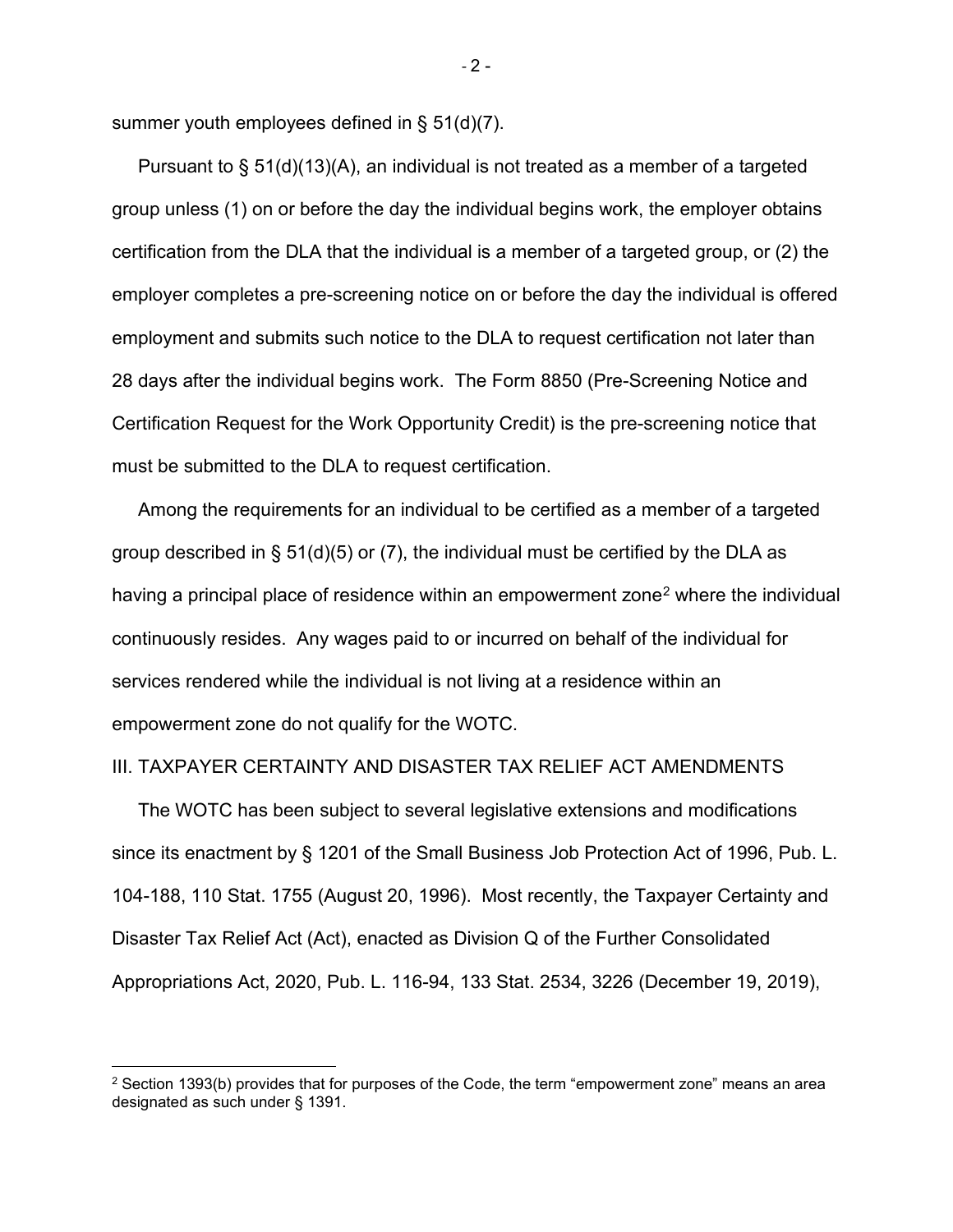summer youth employees defined in § 51(d)(7).

Pursuant to § 51(d)(13)(A), an individual is not treated as a member of a targeted group unless (1) on or before the day the individual begins work, the employer obtains certification from the DLA that the individual is a member of a targeted group, or (2) the employer completes a pre-screening notice on or before the day the individual is offered employment and submits such notice to the DLA to request certification not later than 28 days after the individual begins work. The Form 8850 (Pre-Screening Notice and Certification Request for the Work Opportunity Credit) is the pre-screening notice that must be submitted to the DLA to request certification.

Among the requirements for an individual to be certified as a member of a targeted group described in § 51(d)(5) or (7), the individual must be certified by the DLA as having a principal place of residence within an empowerment zone[2] where the individual continuously resides. Any wages paid to or incurred on behalf of the individual for services rendered while the individual is not living at a residence within an empowerment zone do not qualify for the WOTC.

## III. TAXPAYER CERTAINTY AND DISASTER TAX RELIEF ACT AMENDMENTS

The WOTC has been subject to several legislative extensions and modifications since its enactment by § 1201 of the Small Business Job Protection Act of 1996, Pub. L. 104-188, 110 Stat. 1755 (August 20, 1996). Most recently, the Taxpayer Certainty and Disaster Tax Relief Act (Act), enacted as Division Q of the Further Consolidated Appropriations Act, 2020, Pub. L. 116-94, 133 Stat. 2534, 3226 (December 19, 2019),

---

[2] Section 1393(b) provides that for purposes of the Code, the term "empowerment zone" means an area designated as such under § 1391.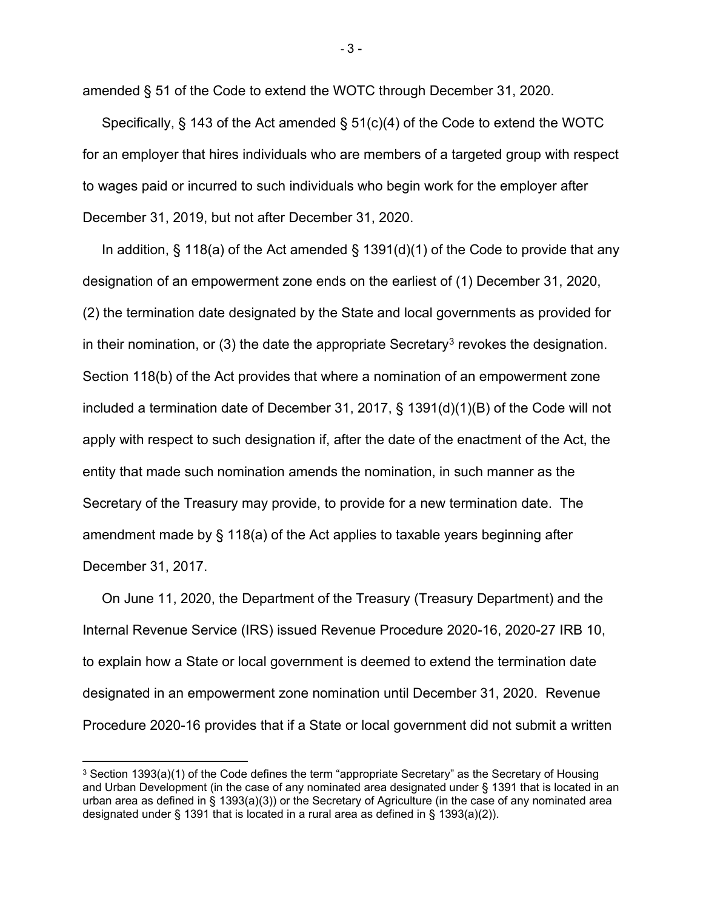amended § 51 of the Code to extend the WOTC through December 31, 2020.

Specifically, § 143 of the Act amended § 51(c)(4) of the Code to extend the WOTC for an employer that hires individuals who are members of a targeted group with respect to wages paid or incurred to such individuals who begin work for the employer after December 31, 2019, but not after December 31, 2020.

In addition, § 118(a) of the Act amended § 1391(d)(1) of the Code to provide that any designation of an empowerment zone ends on the earliest of (1) December 31, 2020, (2) the termination date designated by the State and local governments as provided for in their nomination, or (3) the date the appropriate Secretary[3] revokes the designation. Section 118(b) of the Act provides that where a nomination of an empowerment zone included a termination date of December 31, 2017, § 1391(d)(1)(B) of the Code will not apply with respect to such designation if, after the date of the enactment of the Act, the entity that made such nomination amends the nomination, in such manner as the Secretary of the Treasury may provide, to provide for a new termination date. The amendment made by § 118(a) of the Act applies to taxable years beginning after December 31, 2017.

On June 11, 2020, the Department of the Treasury (Treasury Department) and the Internal Revenue Service (IRS) issued Revenue Procedure 2020-16, 2020-27 IRB 10, to explain how a State or local government is deemed to extend the termination date designated in an empowerment zone nomination until December 31, 2020. Revenue Procedure 2020-16 provides that if a State or local government did not submit a written

[3] Section 1393(a)(1) of the Code defines the term "appropriate Secretary" as the Secretary of Housing and Urban Development (in the case of any nominated area designated under § 1391 that is located in an urban area as defined in § 1393(a)(3)) or the Secretary of Agriculture (in the case of any nominated area designated under § 1391 that is located in a rural area as defined in § 1393(a)(2)).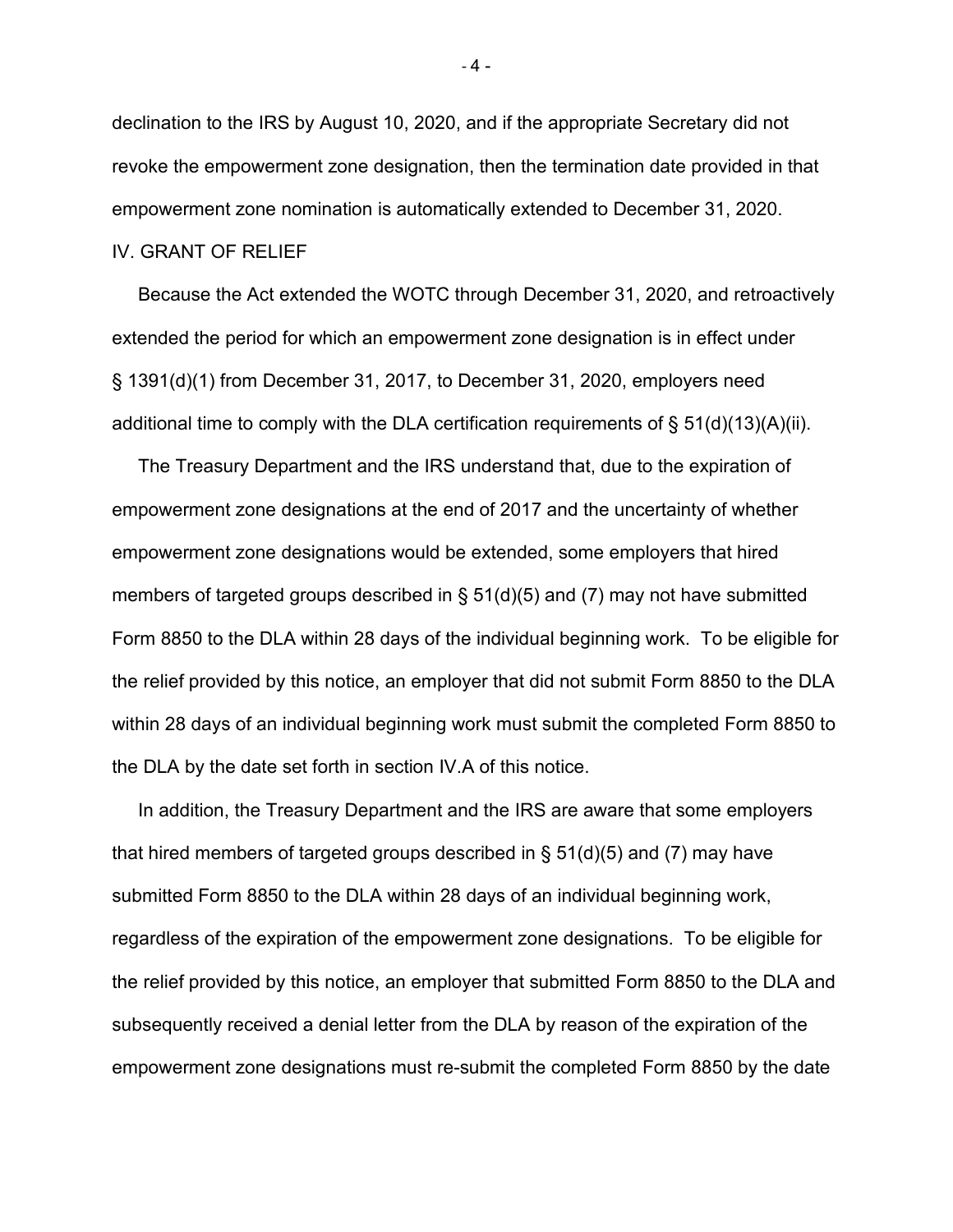declination to the IRS by August 10, 2020, and if the appropriate Secretary did not revoke the empowerment zone designation, then the termination date provided in that empowerment zone nomination is automatically extended to December 31, 2020.

## IV. GRANT OF RELIEF

Because the Act extended the WOTC through December 31, 2020, and retroactively extended the period for which an empowerment zone designation is in effect under § 1391(d)(1) from December 31, 2017, to December 31, 2020, employers need additional time to comply with the DLA certification requirements of § 51(d)(13)(A)(ii).

The Treasury Department and the IRS understand that, due to the expiration of empowerment zone designations at the end of 2017 and the uncertainty of whether empowerment zone designations would be extended, some employers that hired members of targeted groups described in § 51(d)(5) and (7) may not have submitted Form 8850 to the DLA within 28 days of the individual beginning work. To be eligible for the relief provided by this notice, an employer that did not submit Form 8850 to the DLA within 28 days of an individual beginning work must submit the completed Form 8850 to the DLA by the date set forth in section IV.A of this notice.

In addition, the Treasury Department and the IRS are aware that some employers that hired members of targeted groups described in § 51(d)(5) and (7) may have submitted Form 8850 to the DLA within 28 days of an individual beginning work, regardless of the expiration of the empowerment zone designations. To be eligible for the relief provided by this notice, an employer that submitted Form 8850 to the DLA and subsequently received a denial letter from the DLA by reason of the expiration of the empowerment zone designations must re-submit the completed Form 8850 by the date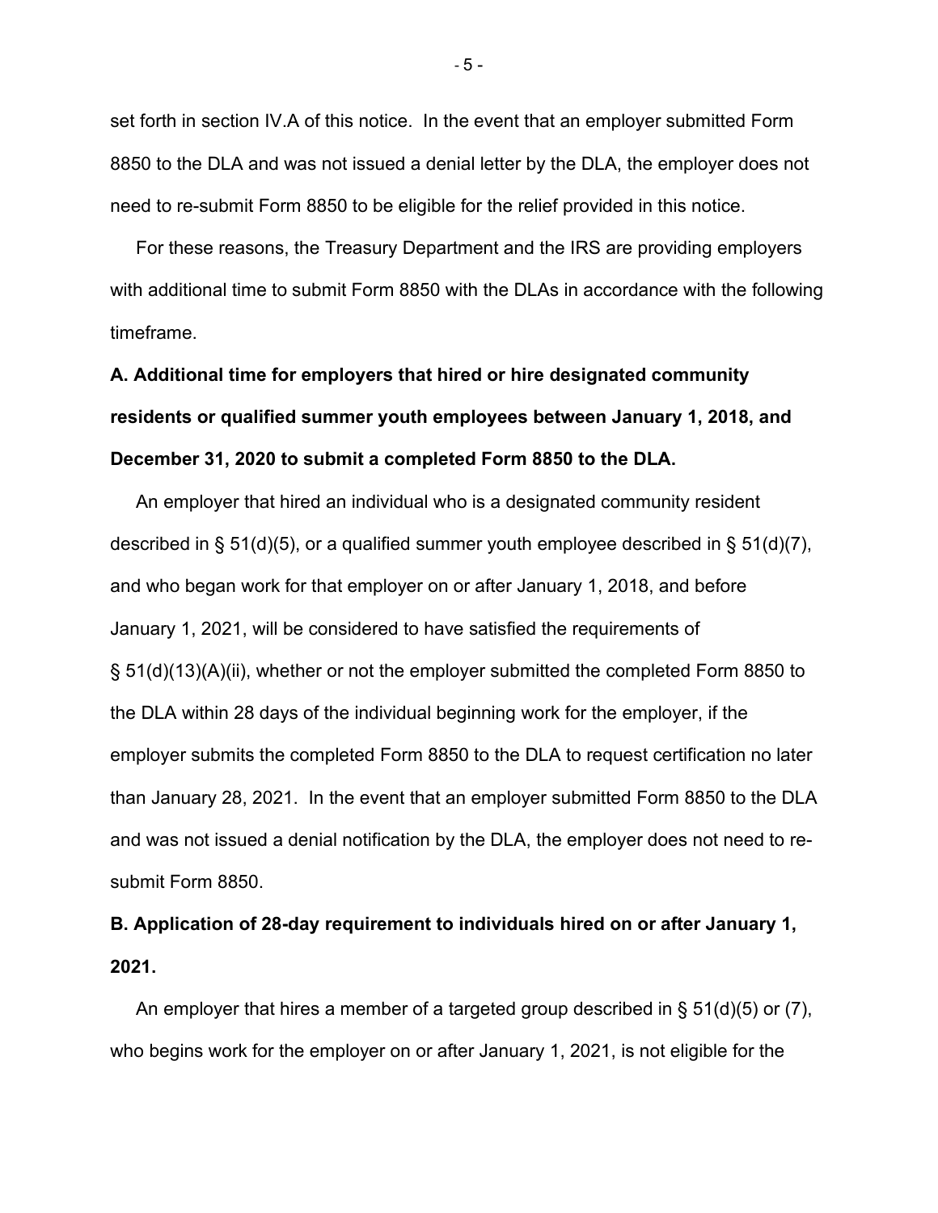set forth in section IV.A of this notice. In the event that an employer submitted Form 8850 to the DLA and was not issued a denial letter by the DLA, the employer does not need to re-submit Form 8850 to be eligible for the relief provided in this notice.

For these reasons, the Treasury Department and the IRS are providing employers with additional time to submit Form 8850 with the DLAs in accordance with the following timeframe.

**A. Additional time for employers that hired or hire designated community residents or qualified summer youth employees between January 1, 2018, and December 31, 2020 to submit a completed Form 8850 to the DLA.**

An employer that hired an individual who is a designated community resident described in § 51(d)(5), or a qualified summer youth employee described in § 51(d)(7), and who began work for that employer on or after January 1, 2018, and before January 1, 2021, will be considered to have satisfied the requirements of § 51(d)(13)(A)(ii), whether or not the employer submitted the completed Form 8850 to the DLA within 28 days of the individual beginning work for the employer, if the employer submits the completed Form 8850 to the DLA to request certification no later than January 28, 2021. In the event that an employer submitted Form 8850 to the DLA and was not issued a denial notification by the DLA, the employer does not need to re-submit Form 8850.

**B. Application of 28-day requirement to individuals hired on or after January 1, 2021.**

An employer that hires a member of a targeted group described in § 51(d)(5) or (7), who begins work for the employer on or after January 1, 2021, is not eligible for the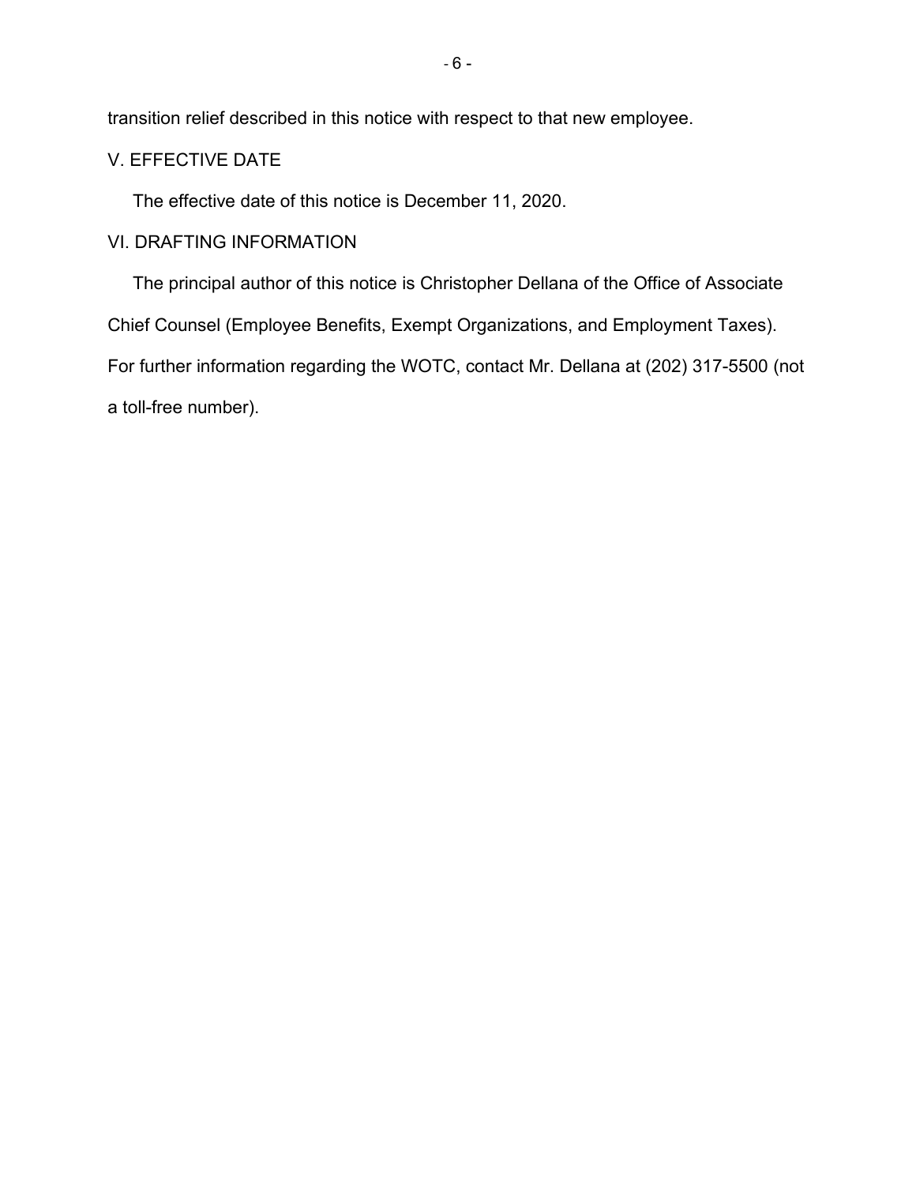transition relief described in this notice with respect to that new employee.

## V. EFFECTIVE DATE

The effective date of this notice is December 11, 2020.

## VI. DRAFTING INFORMATION

The principal author of this notice is Christopher Dellana of the Office of Associate Chief Counsel (Employee Benefits, Exempt Organizations, and Employment Taxes). For further information regarding the WOTC, contact Mr. Dellana at (202) 317-5500 (not a toll-free number).